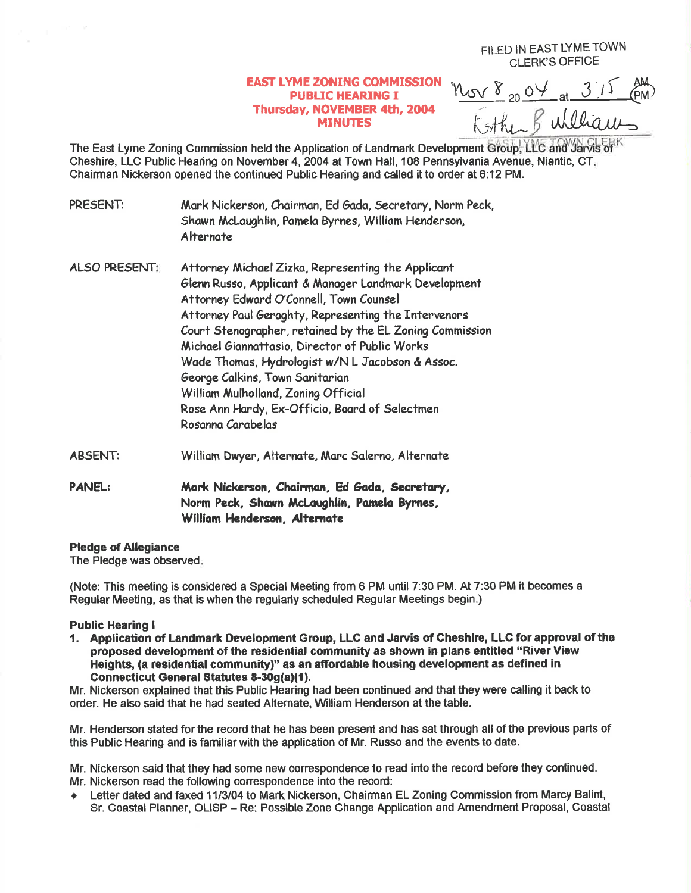FILED IN EAST LYME TOWN CLERK'S OFFICE

Nov 8 20 04 at 3:15 PM

Esther B. Williams

EAST LYME TOWN CLERK

# EAST LYME ZONING COMMISSION
## PUBLIC HEARING I
## Thursday, NOVEMBER 4th, 2004
## MINUTES

The East Lyme Zoning Commission held the Application of Landmark Development Group, LLC and Jarvis of Cheshire, LLC Public Hearing on November 4, 2004 at Town Hall, 108 Pennsylvania Avenue, Niantic, CT. Chairman Nickerson opened the continued Public Hearing and called it to order at 6:12 PM.

PRESENT: Mark Nickerson, Chairman, Ed Gada, Secretary, Norm Peck, Shawn McLaughlin, Pamela Byrnes, William Henderson, Alternate

ALSO PRESENT: Attorney Michael Zizka, Representing the Applicant
Glenn Russo, Applicant & Manager Landmark Development
Attorney Edward O'Connell, Town Counsel
Attorney Paul Geraghty, Representing the Intervenors
Court Stenographer, retained by the EL Zoning Commission
Michael Giannattasio, Director of Public Works
Wade Thomas, Hydrologist w/N L Jacobson & Assoc.
George Calkins, Town Sanitarian
William Mulholland, Zoning Official
Rose Ann Hardy, Ex-Officio, Board of Selectmen
Rosanna Carabelas

ABSENT: William Dwyer, Alternate, Marc Salerno, Alternate

**PANEL: Mark Nickerson, Chairman, Ed Gada, Secretary, Norm Peck, Shawn McLaughlin, Pamela Byrnes, William Henderson, Alternate**

**Pledge of Allegiance**
The Pledge was observed.

(Note: This meeting is considered a Special Meeting from 6 PM until 7:30 PM. At 7:30 PM it becomes a Regular Meeting, as that is when the regularly scheduled Regular Meetings begin.)

**Public Hearing I**

1. **Application of Landmark Development Group, LLC and Jarvis of Cheshire, LLC for approval of the proposed development of the residential community as shown in plans entitled "River View Heights, (a residential community)" as an affordable housing development as defined in Connecticut General Statutes 8-30g(a)(1).**

Mr. Nickerson explained that this Public Hearing had been continued and that they were calling it back to order. He also said that he had seated Alternate, William Henderson at the table.

Mr. Henderson stated for the record that he has been present and has sat through all of the previous parts of this Public Hearing and is familiar with the application of Mr. Russo and the events to date.

Mr. Nickerson said that they had some new correspondence to read into the record before they continued.
Mr. Nickerson read the following correspondence into the record:

- Letter dated and faxed 11/3/04 to Mark Nickerson, Chairman EL Zoning Commission from Marcy Balint, Sr. Coastal Planner, OLISP – Re: Possible Zone Change Application and Amendment Proposal, Coastal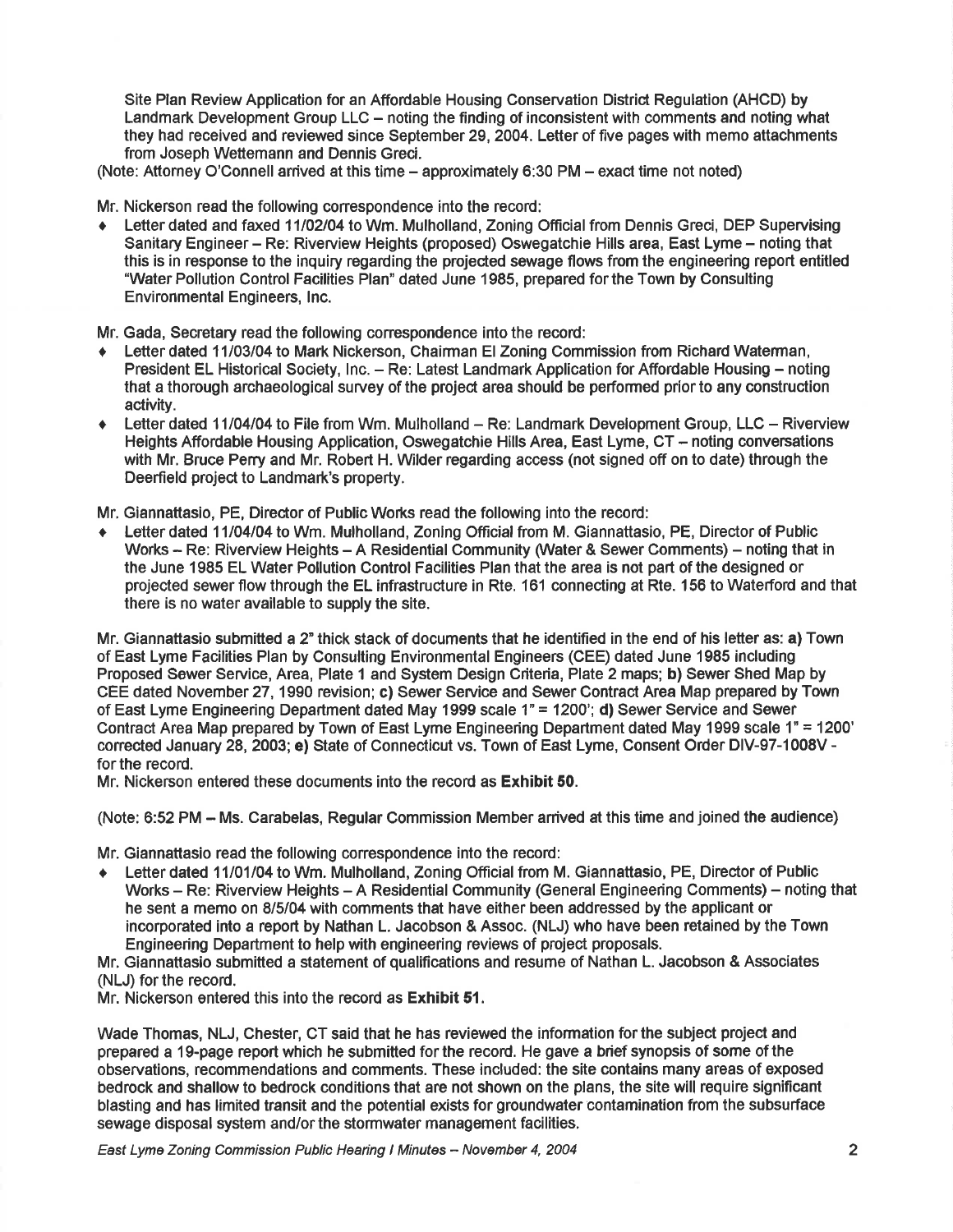Site Plan Review Application for an Affordable Housing Conservation District Regulation (AHCD) by Landmark Development Group LLC – noting the finding of inconsistent with comments and noting what they had received and reviewed since September 29, 2004. Letter of five pages with memo attachments from Joseph Wettemann and Dennis Greci.

(Note: Attorney O'Connell arrived at this time – approximately 6:30 PM – exact time not noted)

Mr. Nickerson read the following correspondence into the record:

- Letter dated and faxed 11/02/04 to Wm. Mulholland, Zoning Official from Dennis Greci, DEP Supervising Sanitary Engineer – Re: Riverview Heights (proposed) Oswegatchie Hills area, East Lyme – noting that this is in response to the inquiry regarding the projected sewage flows from the engineering report entitled "Water Pollution Control Facilities Plan" dated June 1985, prepared for the Town by Consulting Environmental Engineers, Inc.

Mr. Gada, Secretary read the following correspondence into the record:

- Letter dated 11/03/04 to Mark Nickerson, Chairman El Zoning Commission from Richard Waterman, President EL Historical Society, Inc. – Re: Latest Landmark Application for Affordable Housing – noting that a thorough archaeological survey of the project area should be performed prior to any construction activity.
- Letter dated 11/04/04 to File from Wm. Mulholland – Re: Landmark Development Group, LLC – Riverview Heights Affordable Housing Application, Oswegatchie Hills Area, East Lyme, CT – noting conversations with Mr. Bruce Perry and Mr. Robert H. Wilder regarding access (not signed off on to date) through the Deerfield project to Landmark's property.

Mr. Giannattasio, PE, Director of Public Works read the following into the record:

- Letter dated 11/04/04 to Wm. Mulholland, Zoning Official from M. Giannattasio, PE, Director of Public Works – Re: Riverview Heights – A Residential Community (Water & Sewer Comments) – noting that in the June 1985 EL Water Pollution Control Facilities Plan that the area is not part of the designed or projected sewer flow through the EL infrastructure in Rte. 161 connecting at Rte. 156 to Waterford and that there is no water available to supply the site.

Mr. Giannattasio submitted a 2" thick stack of documents that he identified in the end of his letter as: **a)** Town of East Lyme Facilities Plan by Consulting Environmental Engineers (CEE) dated June 1985 including Proposed Sewer Service, Area, Plate 1 and System Design Criteria, Plate 2 maps; **b)** Sewer Shed Map by CEE dated November 27, 1990 revision; **c)** Sewer Service and Sewer Contract Area Map prepared by Town of East Lyme Engineering Department dated May 1999 scale 1" = 1200'; **d)** Sewer Service and Sewer Contract Area Map prepared by Town of East Lyme Engineering Department dated May 1999 scale 1" = 1200' corrected January 28, 2003; **e)** State of Connecticut vs. Town of East Lyme, Consent Order DIV-97-1008V - for the record.

Mr. Nickerson entered these documents into the record as **Exhibit 50**.

(Note: 6:52 PM – Ms. Carabelas, Regular Commission Member arrived at this time and joined the audience)

Mr. Giannattasio read the following correspondence into the record:

- Letter dated 11/01/04 to Wm. Mulholland, Zoning Official from M. Giannattasio, PE, Director of Public Works – Re: Riverview Heights – A Residential Community (General Engineering Comments) – noting that he sent a memo on 8/5/04 with comments that have either been addressed by the applicant or incorporated into a report by Nathan L. Jacobson & Assoc. (NLJ) who have been retained by the Town Engineering Department to help with engineering reviews of project proposals.

Mr. Giannattasio submitted a statement of qualifications and resume of Nathan L. Jacobson & Associates (NLJ) for the record.

Mr. Nickerson entered this into the record as **Exhibit 51**.

Wade Thomas, NLJ, Chester, CT said that he has reviewed the information for the subject project and prepared a 19-page report which he submitted for the record. He gave a brief synopsis of some of the observations, recommendations and comments. These included: the site contains many areas of exposed bedrock and shallow to bedrock conditions that are not shown on the plans, the site will require significant blasting and has limited transit and the potential exists for groundwater contamination from the subsurface sewage disposal system and/or the stormwater management facilities.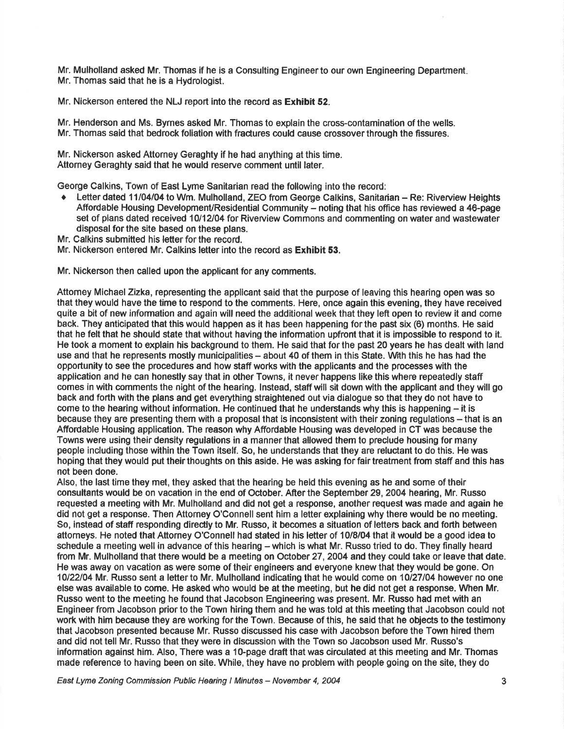Mr. Mulholland asked Mr. Thomas if he is a Consulting Engineer to our own Engineering Department.
Mr. Thomas said that he is a Hydrologist.

Mr. Nickerson entered the NLJ report into the record as **Exhibit 52**.

Mr. Henderson and Ms. Byrnes asked Mr. Thomas to explain the cross-contamination of the wells.
Mr. Thomas said that bedrock foliation with fractures could cause crossover through the fissures.

Mr. Nickerson asked Attorney Geraghty if he had anything at this time.
Attorney Geraghty said that he would reserve comment until later.

George Calkins, Town of East Lyme Sanitarian read the following into the record:

- Letter dated 11/04/04 to Wm. Mulholland, ZEO from George Calkins, Sanitarian – Re: Riverview Heights Affordable Housing Development/Residential Community – noting that his office has reviewed a 46-page set of plans dated received 10/12/04 for Riverview Commons and commenting on water and wastewater disposal for the site based on these plans.

Mr. Calkins submitted his letter for the record.
Mr. Nickerson entered Mr. Calkins letter into the record as **Exhibit 53**.

Mr. Nickerson then called upon the applicant for any comments.

Attorney Michael Zizka, representing the applicant said that the purpose of leaving this hearing open was so that they would have the time to respond to the comments. Here, once again this evening, they have received quite a bit of new information and again will need the additional week that they left open to review it and come back. They anticipated that this would happen as it has been happening for the past six (6) months. He said that he felt that he should state that without having the information upfront that it is impossible to respond to it. He took a moment to explain his background to them. He said that for the past 20 years he has dealt with land use and that he represents mostly municipalities – about 40 of them in this State. With this he has had the opportunity to see the procedures and how staff works with the applicants and the processes with the application and he can honestly say that in other Towns, it never happens like this where repeatedly staff comes in with comments the night of the hearing. Instead, staff will sit down with the applicant and they will go back and forth with the plans and get everything straightened out via dialogue so that they do not have to come to the hearing without information. He continued that he understands why this is happening – it is because they are presenting them with a proposal that is inconsistent with their zoning regulations – that is an Affordable Housing application. The reason why Affordable Housing was developed in CT was because the Towns were using their density regulations in a manner that allowed them to preclude housing for many people including those within the Town itself. So, he understands that they are reluctant to do this. He was hoping that they would put their thoughts on this aside. He was asking for fair treatment from staff and this has not been done.
Also, the last time they met, they asked that the hearing be held this evening as he and some of their consultants would be on vacation in the end of October. After the September 29, 2004 hearing, Mr. Russo requested a meeting with Mr. Mulholland and did not get a response, another request was made and again he did not get a response. Then Attorney O'Connell sent him a letter explaining why there would be no meeting. So, instead of staff responding directly to Mr. Russo, it becomes a situation of letters back and forth between attorneys. He noted that Attorney O'Connell had stated in his letter of 10/8/04 that it would be a good idea to schedule a meeting well in advance of this hearing – which is what Mr. Russo tried to do. They finally heard from Mr. Mulholland that there would be a meeting on October 27, 2004 and they could take or leave that date. He was away on vacation as were some of their engineers and everyone knew that they would be gone. On 10/22/04 Mr. Russo sent a letter to Mr. Mulholland indicating that he would come on 10/27/04 however no one else was available to come. He asked who would be at the meeting, but he did not get a response. When Mr. Russo went to the meeting he found that Jacobson Engineering was present. Mr. Russo had met with an Engineer from Jacobson prior to the Town hiring them and he was told at this meeting that Jacobson could not work with him because they are working for the Town. Because of this, he said that he objects to the testimony that Jacobson presented because Mr. Russo discussed his case with Jacobson before the Town hired them and did not tell Mr. Russo that they were in discussion with the Town so Jacobson used Mr. Russo's information against him. Also, There was a 10-page draft that was circulated at this meeting and Mr. Thomas made reference to having been on site. While, they have no problem with people going on the site, they do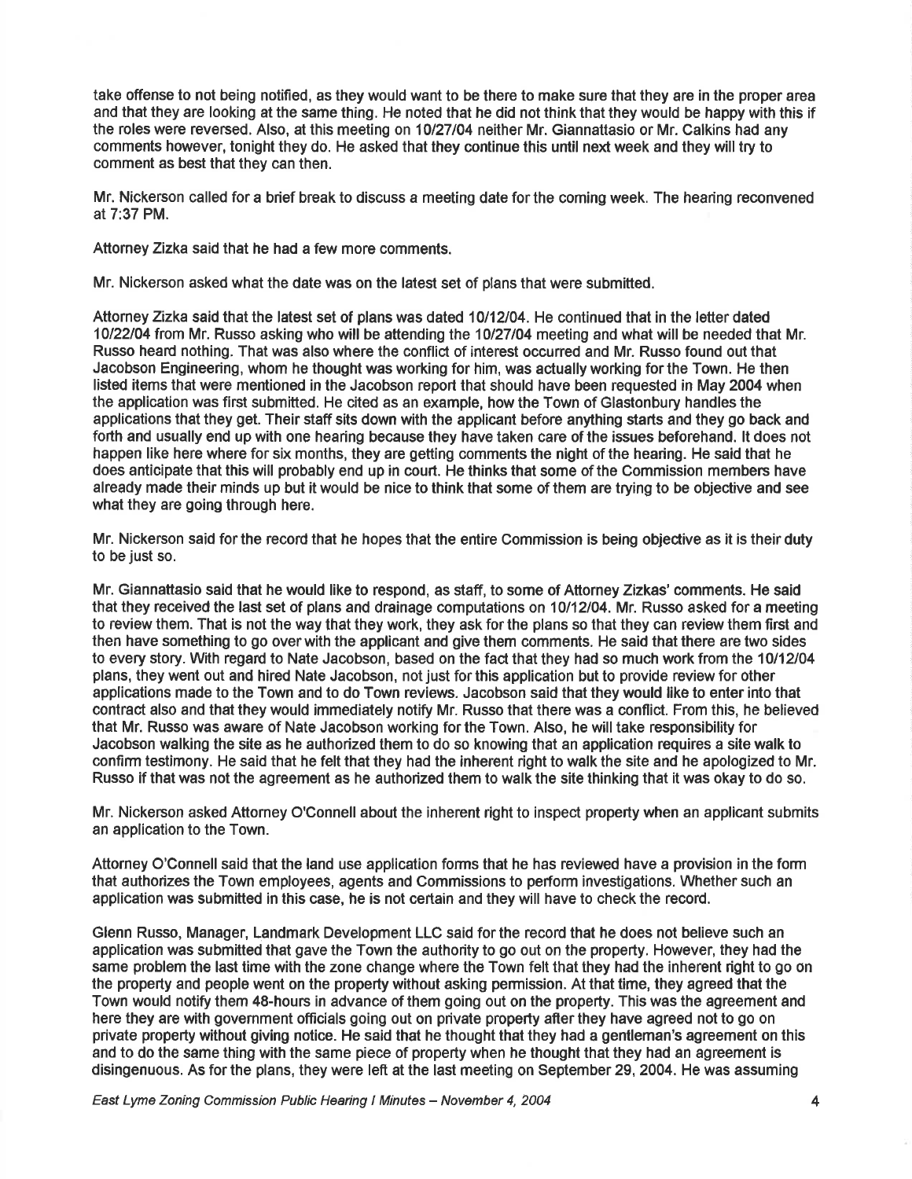take offense to not being notified, as they would want to be there to make sure that they are in the proper area and that they are looking at the same thing. He noted that he did not think that they would be happy with this if the roles were reversed. Also, at this meeting on 10/27/04 neither Mr. Giannattasio or Mr. Calkins had any comments however, tonight they do. He asked that they continue this until next week and they will try to comment as best that they can then.

Mr. Nickerson called for a brief break to discuss a meeting date for the coming week. The hearing reconvened at 7:37 PM.

Attorney Zizka said that he had a few more comments.

Mr. Nickerson asked what the date was on the latest set of plans that were submitted.

Attorney Zizka said that the latest set of plans was dated 10/12/04. He continued that in the letter dated 10/22/04 from Mr. Russo asking who will be attending the 10/27/04 meeting and what will be needed that Mr. Russo heard nothing. That was also where the conflict of interest occurred and Mr. Russo found out that Jacobson Engineering, whom he thought was working for him, was actually working for the Town. He then listed items that were mentioned in the Jacobson report that should have been requested in May 2004 when the application was first submitted. He cited as an example, how the Town of Glastonbury handles the applications that they get. Their staff sits down with the applicant before anything starts and they go back and forth and usually end up with one hearing because they have taken care of the issues beforehand. It does not happen like here where for six months, they are getting comments the night of the hearing. He said that he does anticipate that this will probably end up in court. He thinks that some of the Commission members have already made their minds up but it would be nice to think that some of them are trying to be objective and see what they are going through here.

Mr. Nickerson said for the record that he hopes that the entire Commission is being objective as it is their duty to be just so.

Mr. Giannattasio said that he would like to respond, as staff, to some of Attorney Zizkas' comments. He said that they received the last set of plans and drainage computations on 10/12/04. Mr. Russo asked for a meeting to review them. That is not the way that they work, they ask for the plans so that they can review them first and then have something to go over with the applicant and give them comments. He said that there are two sides to every story. With regard to Nate Jacobson, based on the fact that they had so much work from the 10/12/04 plans, they went out and hired Nate Jacobson, not just for this application but to provide review for other applications made to the Town and to do Town reviews. Jacobson said that they would like to enter into that contract also and that they would immediately notify Mr. Russo that there was a conflict. From this, he believed that Mr. Russo was aware of Nate Jacobson working for the Town. Also, he will take responsibility for Jacobson walking the site as he authorized them to do so knowing that an application requires a site walk to confirm testimony. He said that he felt that they had the inherent right to walk the site and he apologized to Mr. Russo if that was not the agreement as he authorized them to walk the site thinking that it was okay to do so.

Mr. Nickerson asked Attorney O'Connell about the inherent right to inspect property when an applicant submits an application to the Town.

Attorney O'Connell said that the land use application forms that he has reviewed have a provision in the form that authorizes the Town employees, agents and Commissions to perform investigations. Whether such an application was submitted in this case, he is not certain and they will have to check the record.

Glenn Russo, Manager, Landmark Development LLC said for the record that he does not believe such an application was submitted that gave the Town the authority to go out on the property. However, they had the same problem the last time with the zone change where the Town felt that they had the inherent right to go on the property and people went on the property without asking permission. At that time, they agreed that the Town would notify them 48-hours in advance of them going out on the property. This was the agreement and here they are with government officials going out on private property after they have agreed not to go on private property without giving notice. He said that he thought that they had a gentleman's agreement on this and to do the same thing with the same piece of property when he thought that they had an agreement is disingenuous. As for the plans, they were left at the last meeting on September 29, 2004. He was assuming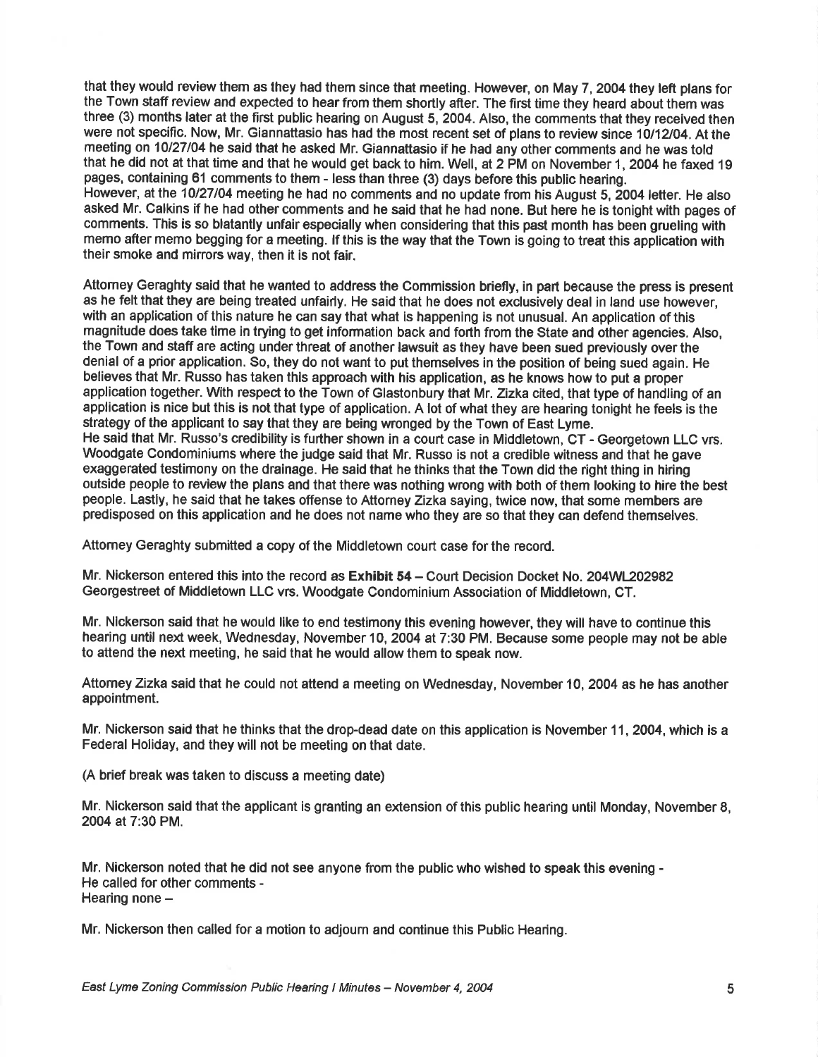that they would review them as they had them since that meeting. However, on May 7, 2004 they left plans for the Town staff review and expected to hear from them shortly after. The first time they heard about them was three (3) months later at the first public hearing on August 5, 2004. Also, the comments that they received then were not specific. Now, Mr. Giannattasio has had the most recent set of plans to review since 10/12/04. At the meeting on 10/27/04 he said that he asked Mr. Giannattasio if he had any other comments and he was told that he did not at that time and that he would get back to him. Well, at 2 PM on November 1, 2004 he faxed 19 pages, containing 61 comments to them - less than three (3) days before this public hearing.
However, at the 10/27/04 meeting he had no comments and no update from his August 5, 2004 letter. He also asked Mr. Calkins if he had other comments and he said that he had none. But here he is tonight with pages of comments. This is so blatantly unfair especially when considering that this past month has been grueling with memo after memo begging for a meeting. If this is the way that the Town is going to treat this application with their smoke and mirrors way, then it is not fair.

Attorney Geraghty said that he wanted to address the Commission briefly, in part because the press is present as he felt that they are being treated unfairly. He said that he does not exclusively deal in land use however, with an application of this nature he can say that what is happening is not unusual. An application of this magnitude does take time in trying to get information back and forth from the State and other agencies. Also, the Town and staff are acting under threat of another lawsuit as they have been sued previously over the denial of a prior application. So, they do not want to put themselves in the position of being sued again. He believes that Mr. Russo has taken this approach with his application, as he knows how to put a proper application together. With respect to the Town of Glastonbury that Mr. Zizka cited, that type of handling of an application is nice but this is not that type of application. A lot of what they are hearing tonight he feels is the strategy of the applicant to say that they are being wronged by the Town of East Lyme.
He said that Mr. Russo's credibility is further shown in a court case in Middletown, CT - Georgetown LLC vrs. Woodgate Condominiums where the judge said that Mr. Russo is not a credible witness and that he gave exaggerated testimony on the drainage. He said that he thinks that the Town did the right thing in hiring outside people to review the plans and that there was nothing wrong with both of them looking to hire the best people. Lastly, he said that he takes offense to Attorney Zizka saying, twice now, that some members are predisposed on this application and he does not name who they are so that they can defend themselves.

Attorney Geraghty submitted a copy of the Middletown court case for the record.

Mr. Nickerson entered this into the record as **Exhibit 54** – Court Decision Docket No. 204WL202982 Georgestreet of Middletown LLC vrs. Woodgate Condominium Association of Middletown, CT.

Mr. Nickerson said that he would like to end testimony this evening however, they will have to continue this hearing until next week, Wednesday, November 10, 2004 at 7:30 PM. Because some people may not be able to attend the next meeting, he said that he would allow them to speak now.

Attorney Zizka said that he could not attend a meeting on Wednesday, November 10, 2004 as he has another appointment.

Mr. Nickerson said that he thinks that the drop-dead date on this application is November 11, 2004, which is a Federal Holiday, and they will not be meeting on that date.

(A brief break was taken to discuss a meeting date)

Mr. Nickerson said that the applicant is granting an extension of this public hearing until Monday, November 8, 2004 at 7:30 PM.

Mr. Nickerson noted that he did not see anyone from the public who wished to speak this evening -
He called for other comments -
Hearing none –

Mr. Nickerson then called for a motion to adjourn and continue this Public Hearing.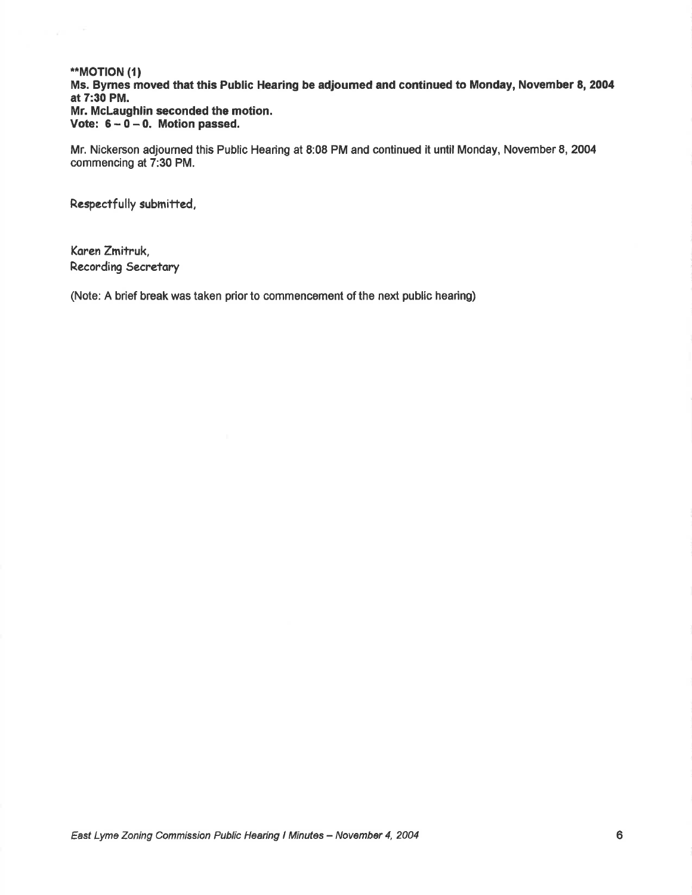**\*\*MOTION (1)**
**Ms. Byrnes moved that this Public Hearing be adjourned and continued to Monday, November 8, 2004 at 7:30 PM.**
**Mr. McLaughlin seconded the motion.**
**Vote: 6 – 0 – 0. Motion passed.**

Mr. Nickerson adjourned this Public Hearing at 8:08 PM and continued it until Monday, November 8, 2004 commencing at 7:30 PM.

Respectfully submitted,

Karen Zmitruk,
Recording Secretary

(Note: A brief break was taken prior to commencement of the next public hearing)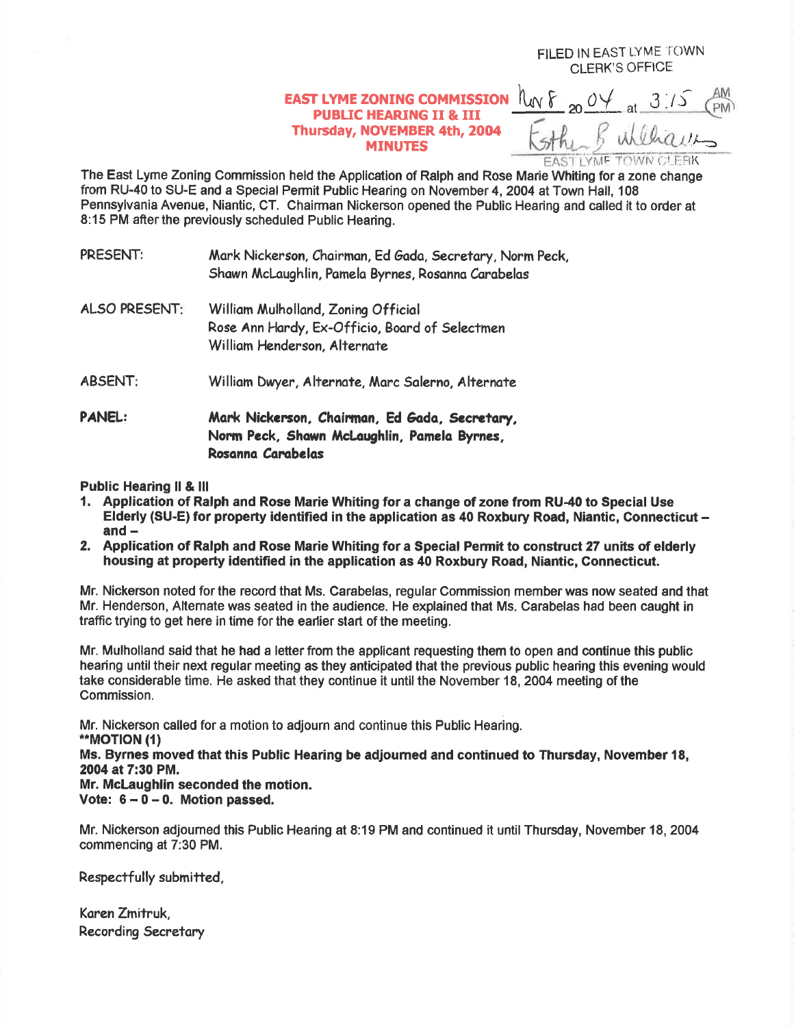FILED IN EAST LYME TOWN CLERK'S OFFICE

Nov 8 20 04 at 3:15 PM

Esther B Williams
EAST LYME TOWN CLERK

# EAST LYME ZONING COMMISSION
## PUBLIC HEARING II & III
## Thursday, NOVEMBER 4th, 2004
## MINUTES

The East Lyme Zoning Commission held the Application of Ralph and Rose Marie Whiting for a zone change from RU-40 to SU-E and a Special Permit Public Hearing on November 4, 2004 at Town Hall, 108 Pennsylvania Avenue, Niantic, CT. Chairman Nickerson opened the Public Hearing and called it to order at 8:15 PM after the previously scheduled Public Hearing.

| | |
|---|---|
| PRESENT: | Mark Nickerson, Chairman, Ed Gada, Secretary, Norm Peck, Shawn McLaughlin, Pamela Byrnes, Rosanna Carabelas |
| ALSO PRESENT: | William Mulholland, Zoning Official<br>Rose Ann Hardy, Ex-Officio, Board of Selectmen<br>William Henderson, Alternate |
| ABSENT: | William Dwyer, Alternate, Marc Salerno, Alternate |
| **PANEL:** | **Mark Nickerson, Chairman, Ed Gada, Secretary, Norm Peck, Shawn McLaughlin, Pamela Byrnes, Rosanna Carabelas** |

**Public Hearing II & III**

1. **Application of Ralph and Rose Marie Whiting for a change of zone from RU-40 to Special Use Elderly (SU-E) for property identified in the application as 40 Roxbury Road, Niantic, Connecticut – and –**
2. **Application of Ralph and Rose Marie Whiting for a Special Permit to construct 27 units of elderly housing at property identified in the application as 40 Roxbury Road, Niantic, Connecticut.**

Mr. Nickerson noted for the record that Ms. Carabelas, regular Commission member was now seated and that Mr. Henderson, Alternate was seated in the audience. He explained that Ms. Carabelas had been caught in traffic trying to get here in time for the earlier start of the meeting.

Mr. Mulholland said that he had a letter from the applicant requesting them to open and continue this public hearing until their next regular meeting as they anticipated that the previous public hearing this evening would take considerable time. He asked that they continue it until the November 18, 2004 meeting of the Commission.

Mr. Nickerson called for a motion to adjourn and continue this Public Hearing.

****MOTION (1)**

**Ms. Byrnes moved that this Public Hearing be adjourned and continued to Thursday, November 18, 2004 at 7:30 PM.**

**Mr. McLaughlin seconded the motion.**

**Vote: 6 – 0 – 0. Motion passed.**

Mr. Nickerson adjourned this Public Hearing at 8:19 PM and continued it until Thursday, November 18, 2004 commencing at 7:30 PM.

Respectfully submitted,

Karen Zmitruk,
Recording Secretary